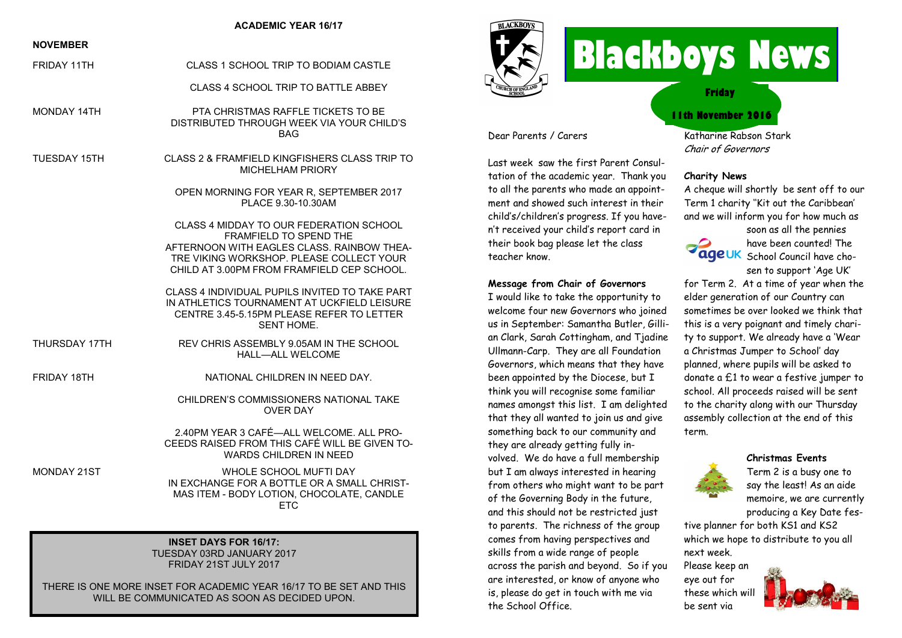# Blackboys News

**Friday 11th November 2016**

## ACADEMIC YEAR 16/17

**NOVEMBER**

| | |
|---|---|
| FRIDAY 11TH | CLASS 1 SCHOOL TRIP TO BODIAM CASTLE |
| | CLASS 4 SCHOOL TRIP TO BATTLE ABBEY |
| MONDAY 14TH | PTA CHRISTMAS RAFFLE TICKETS TO BE DISTRIBUTED THROUGH WEEK VIA YOUR CHILD'S BAG |
| TUESDAY 15TH | CLASS 2 & FRAMFIELD KINGFISHERS CLASS TRIP TO MICHELHAM PRIORY |
| | OPEN MORNING FOR YEAR R, SEPTEMBER 2017 PLACE 9.30-10.30AM |
| | CLASS 4 MIDDAY TO OUR FEDERATION SCHOOL FRAMFIELD TO SPEND THE AFTERNOON WITH EAGLES CLASS. RAINBOW THEATRE THE VIKING WORKSHOP. PLEASE COLLECT YOUR CHILD AT 3.00PM FROM FRAMFIELD CEP SCHOOL. |
| | CLASS 4 INDIVIDUAL PUPILS INVITED TO TAKE PART IN ATHLETICS TOURNAMENT AT UCKFIELD LEISURE CENTRE 3.45-5.15PM PLEASE REFER TO LETTER SENT HOME. |
| THURSDAY 17TH | REV CHRIS ASSEMBLY 9.05AM IN THE SCHOOL HALL—ALL WELCOME |
| FRIDAY 18TH | NATIONAL CHILDREN IN NEED DAY. |
| | CHILDREN'S COMMISSIONERS NATIONAL TAKE OVER DAY |
| | 2.40PM YEAR 3 CAFÉ—ALL WELCOME. ALL PROCEEDS RAISED FROM THIS CAFÉ WILL BE GIVEN TOWARDS CHILDREN IN NEED |
| MONDAY 21ST | WHOLE SCHOOL MUFTI DAY IN EXCHANGE FOR A BOTTLE OR A SMALL CHRISTMAS ITEM - BODY LOTION, CHOCOLATE, CANDLE ETC |

**INSET DAYS FOR 16/17:**
TUESDAY 03RD JANUARY 2017
FRIDAY 21ST JULY 2017

THERE IS ONE MORE INSET FOR ACADEMIC YEAR 16/17 TO BE SET AND THIS WILL BE COMMUNICATED AS SOON AS DECIDED UPON.

Dear Parents / Carers

Last week saw the first Parent Consultation of the academic year. Thank you to all the parents who made an appointment and showed such interest in their child's/children's progress. If you haven't received your child's report card in their book bag please let the class teacher know.

**Message from Chair of Governors**

I would like to take the opportunity to welcome four new Governors who joined us in September: Samantha Butler, Gillian Clark, Sarah Cottingham, and Tjadine Ullmann-Carp. They are all Foundation Governors, which means that they have been appointed by the Diocese, but I think you will recognise some familiar names amongst this list. I am delighted that they all wanted to join us and give something back to our community and they are already getting fully involved. We do have a full membership but I am always interested in hearing from others who might want to be part of the Governing Body in the future, and this should not be restricted just to parents. The richness of the group comes from having perspectives and skills from a wide range of people across the parish and beyond. So if you are interested, or know of anyone who is, please do get in touch with me via the School Office.

Katharine Rabson Stark
*Chair of Governors*

**Charity News**

A cheque will shortly be sent off to our Term 1 charity "Kit out the Caribbean' and we will inform you for how much as soon as all the pennies have been counted! The School Council have chosen to support 'Age UK' for Term 2. At a time of year when the elder generation of our Country can sometimes be over looked we think that this is a very poignant and timely charity to support. We already have a 'Wear a Christmas Jumper to School' day planned, where pupils will be asked to donate a £1 to wear a festive jumper to school. All proceeds raised will be sent to the charity along with our Thursday assembly collection at the end of this term.

**Christmas Events**

Term 2 is a busy one to say the least! As an aide memoire, we are currently producing a Key Date festive planner for both KS1 and KS2 which we hope to distribute to you all next week. Please keep an eye out for these which will be sent via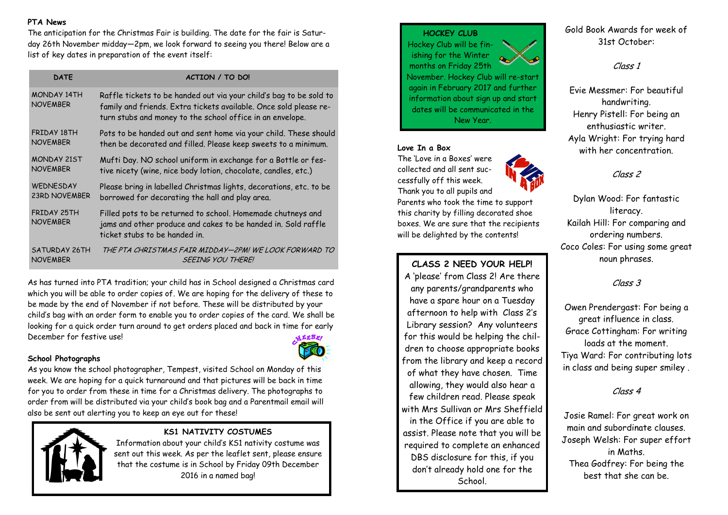**PTA News**

The anticipation for the Christmas Fair is building. The date for the fair is Saturday 26th November midday—2pm, we look forward to seeing you there! Below are a list of key dates in preparation of the event itself:

| DATE | ACTION / TO DO! |
|---|---|
| MONDAY 14TH NOVEMBER | Raffle tickets to be handed out via your child's bag to be sold to family and friends. Extra tickets available. Once sold please return stubs and money to the school office in an envelope. |
| FRIDAY 18TH NOVEMBER | Pots to be handed out and sent home via your child. These should then be decorated and filled. Please keep sweets to a minimum. |
| MONDAY 21ST NOVEMBER | Mufti Day. NO school uniform in exchange for a Bottle or festive nicety (wine, nice body lotion, chocolate, candles, etc.) |
| WEDNESDAY 23RD NOVEMBER | Please bring in labelled Christmas lights, decorations, etc. to be borrowed for decorating the hall and play area. |
| FRIDAY 25TH NOVEMBER | Filled pots to be returned to school. Homemade chutneys and jams and other produce and cakes to be handed in. Sold raffle ticket stubs to be handed in. |
| SATURDAY 26TH NOVEMBER | *THE PTA CHRISTMAS FAIR MIDDAY—2PM! WE LOOK FORWARD TO SEEING YOU THERE!* |

As has turned into PTA tradition; your child has in School designed a Christmas card which you will be able to order copies of. We are hoping for the delivery of these to be made by the end of November if not before. These will be distributed by your child's bag with an order form to enable you to order copies of the card. We shall be looking for a quick order turn around to get orders placed and back in time for early December for festive use!

**School Photographs**

As you know the school photographer, Tempest, visited School on Monday of this week. We are hoping for a quick turnaround and that pictures will be back in time for you to order from these in time for a Christmas delivery. The photographs to order from will be distributed via your child's book bag and a Parentmail email will also be sent out alerting you to keep an eye out for these!

**KS1 NATIVITY COSTUMES**

Information about your child's KS1 nativity costume was sent out this week. As per the leaflet sent, please ensure that the costume is in School by Friday 09th December 2016 in a named bag!

**HOCKEY CLUB**

Hockey Club will be finishing for the Winter months on Friday 25th November. Hockey Club will re-start again in February 2017 and further information about sign up and start dates will be communicated in the New Year.

**Love In a Box**

The 'Love in a Boxes' were collected and all sent successfully off this week. Thank you to all pupils and Parents who took the time to support this charity by filling decorated shoe boxes. We are sure that the recipients will be delighted by the contents!

**CLASS 2 NEED YOUR HELP!**

A 'please' from Class 2! Are there any parents/grandparents who have a spare hour on a Tuesday afternoon to help with Class 2's Library session? Any volunteers for this would be helping the children to choose appropriate books from the library and keep a record of what they have chosen. Time allowing, they would also hear a few children read. Please speak with Mrs Sullivan or Mrs Sheffield in the Office if you are able to assist. Please note that you will be required to complete an enhanced DBS disclosure for this, if you don't already hold one for the School.

Gold Book Awards for week of 31st October:

*Class 1*

Evie Messmer: For beautiful handwriting.
Henry Pistell: For being an enthusiastic writer.
Ayla Wright: For trying hard with her concentration.

*Class 2*

Dylan Wood: For fantastic literacy.
Kailah Hill: For comparing and ordering numbers.
Coco Coles: For using some great noun phrases.

*Class 3*

Owen Prendergast: For being a great influence in class.
Grace Cottingham: For writing loads at the moment.
Tiya Ward: For contributing lots in class and being super smiley .

*Class 4*

Josie Ramel: For great work on main and subordinate clauses.
Joseph Welsh: For super effort in Maths.
Thea Godfrey: For being the best that she can be.